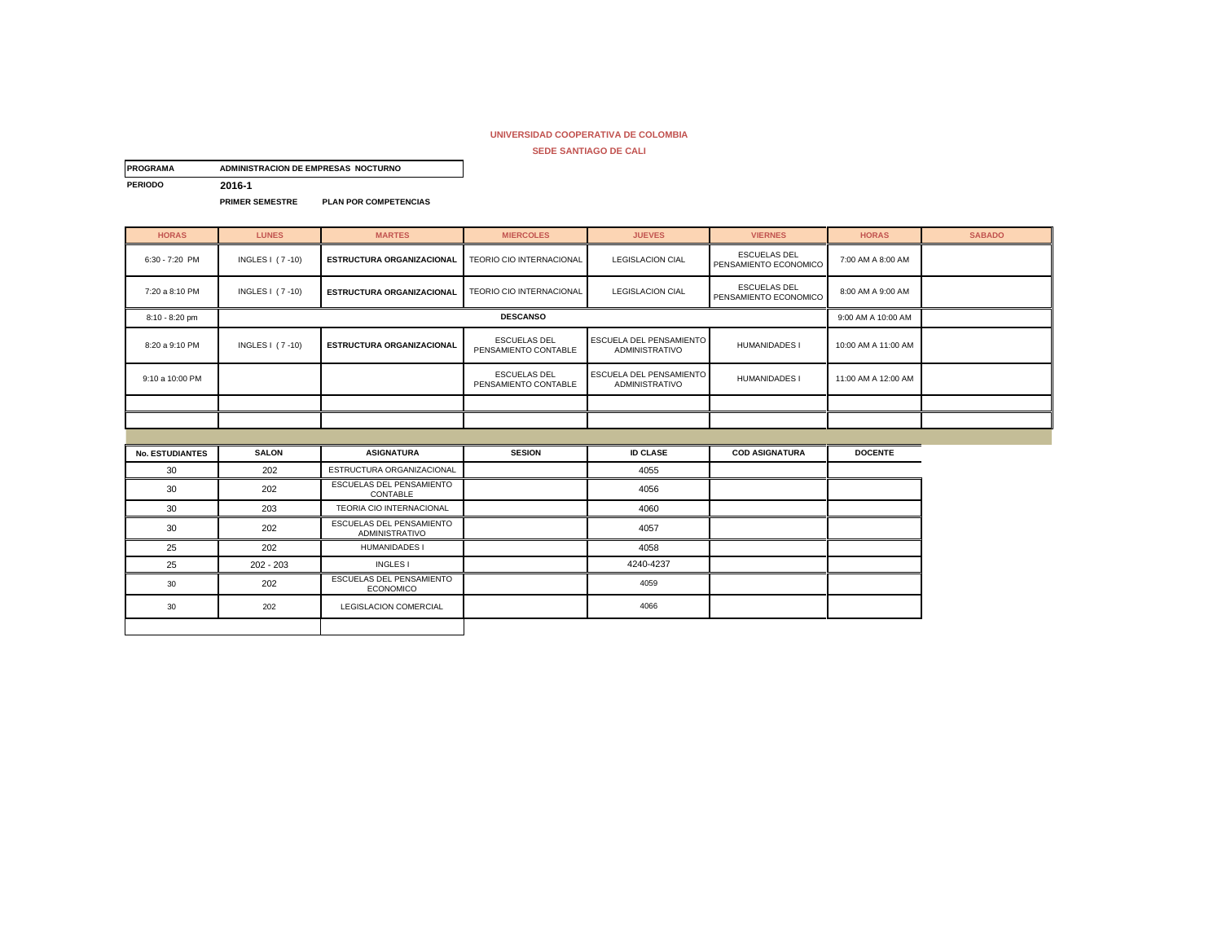**UNIVERSIDAD COOPERATIVA DE COLOMBIA**

**SEDE SANTIAGO DE CALI**

**PROGRAMA** ADMINISTRACION DE EMPRESAS NOCTURNO

**PERIODO** 2016-1

**PRIMER SEMESTRE** **PLAN POR COMPETENCIAS**

| HORAS | LUNES | MARTES | MIERCOLES | JUEVES | VIERNES | HORAS | SABADO |
|---|---|---|---|---|---|---|---|
| 6:30 - 7:20 PM | INGLES I ( 7 -10) | **ESTRUCTURA ORGANIZACIONAL** | TEORIO CIO INTERNACIONAL | LEGISLACION CIAL | ESCUELAS DEL PENSAMIENTO ECONOMICO | 7:00 AM A 8:00 AM | |
| 7:20 a 8:10 PM | INGLES I ( 7 -10) | **ESTRUCTURA ORGANIZACIONAL** | TEORIO CIO INTERNACIONAL | LEGISLACION CIAL | ESCUELAS DEL PENSAMIENTO ECONOMICO | 8:00 AM A 9:00 AM | |
| 8:10 - 8:20 pm | | | **DESCANSO** | | | 9:00 AM A 10:00 AM | |
| 8:20 a 9:10 PM | INGLES I ( 7 -10) | **ESTRUCTURA ORGANIZACIONAL** | ESCUELAS DEL PENSAMIENTO CONTABLE | ESCUELA DEL PENSAMIENTO ADMINISTRATIVO | HUMANIDADES I | 10:00 AM A 11:00 AM | |
| 9:10 a 10:00 PM | | | ESCUELAS DEL PENSAMIENTO CONTABLE | ESCUELA DEL PENSAMIENTO ADMINISTRATIVO | HUMANIDADES I | 11:00 AM A 12:00 AM | |

| No. ESTUDIANTES | SALON | ASIGNATURA | SESION | ID CLASE | COD ASIGNATURA | DOCENTE |
|---|---|---|---|---|---|---|
| 30 | 202 | ESTRUCTURA ORGANIZACIONAL | | 4055 | | |
| 30 | 202 | ESCUELAS DEL PENSAMIENTO CONTABLE | | 4056 | | |
| 30 | 203 | TEORIA CIO INTERNACIONAL | | 4060 | | |
| 30 | 202 | ESCUELAS DEL PENSAMIENTO ADMINISTRATIVO | | 4057 | | |
| 25 | 202 | HUMANIDADES I | | 4058 | | |
| 25 | 202 - 203 | INGLES I | | 4240-4237 | | |
| 30 | 202 | ESCUELAS DEL PENSAMIENTO ECONOMICO | | 4059 | | |
| 30 | 202 | LEGISLACION COMERCIAL | | 4066 | | |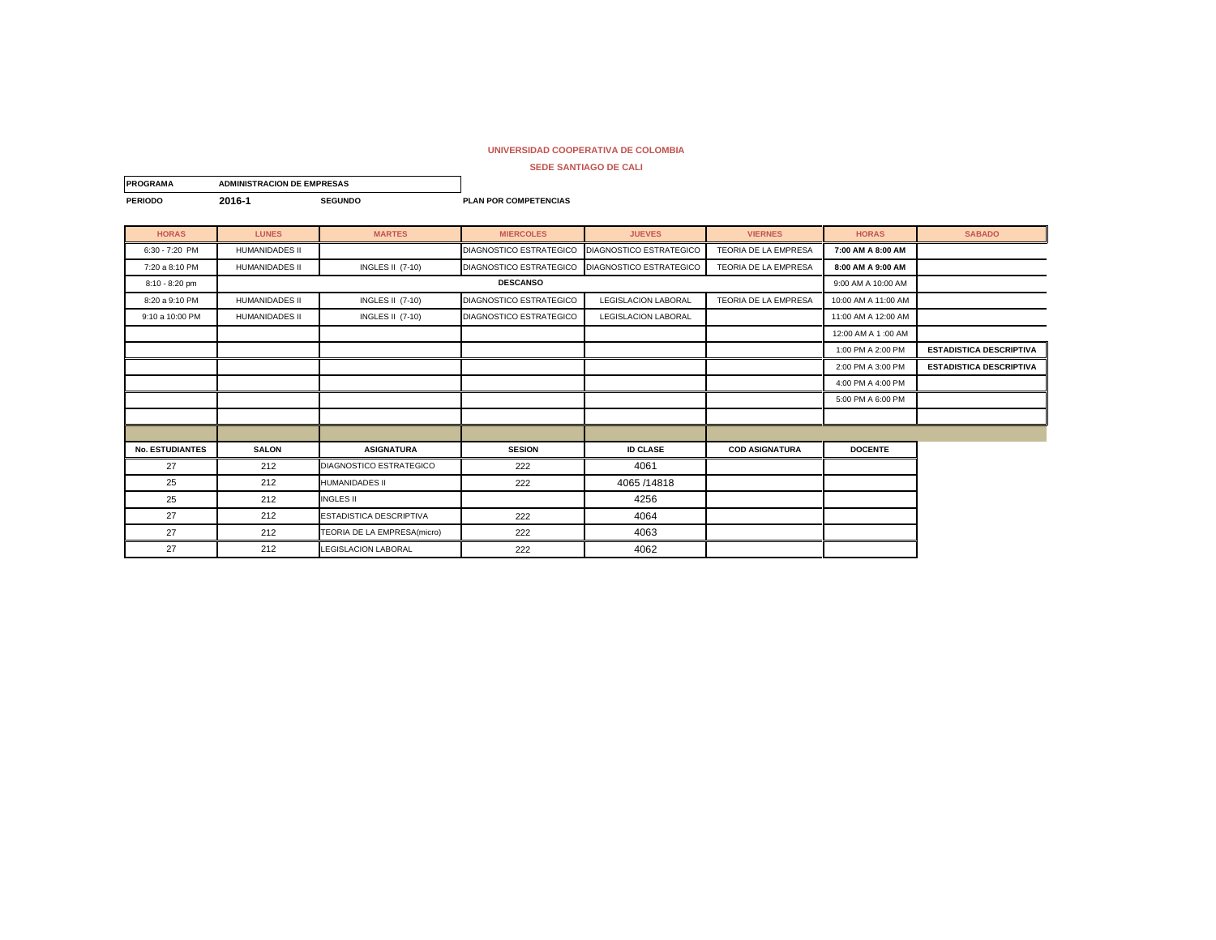**UNIVERSIDAD COOPERATIVA DE COLOMBIA**

**SEDE SANTIAGO DE CALI**

| PROGRAMA | ADMINISTRACION DE EMPRESAS | | |
|---|---|---|---|
| PERIODO | 2016-1 | SEGUNDO | PLAN POR COMPETENCIAS |

| HORAS | LUNES | MARTES | MIERCOLES | JUEVES | VIERNES | HORAS | SABADO |
|---|---|---|---|---|---|---|---|
| 6:30 - 7:20 PM | HUMANIDADES II | | DIAGNOSTICO ESTRATEGICO | DIAGNOSTICO ESTRATEGICO | TEORIA DE LA EMPRESA | **7:00 AM A 8:00 AM** | |
| 7:20 a 8:10 PM | HUMANIDADES II | INGLES II (7-10) | DIAGNOSTICO ESTRATEGICO | DIAGNOSTICO ESTRATEGICO | TEORIA DE LA EMPRESA | **8:00 AM A 9:00 AM** | |
| 8:10 - 8:20 pm | | | **DESCANSO** | | | 9:00 AM A 10:00 AM | |
| 8:20 a 9:10 PM | HUMANIDADES II | INGLES II (7-10) | DIAGNOSTICO ESTRATEGICO | LEGISLACION LABORAL | TEORIA DE LA EMPRESA | 10:00 AM A 11:00 AM | |
| 9:10 a 10:00 PM | HUMANIDADES II | INGLES II (7-10) | DIAGNOSTICO ESTRATEGICO | LEGISLACION LABORAL | | 11:00 AM A 12:00 AM | |
| | | | | | | 12:00 AM A 1 :00 AM | |
| | | | | | | 1:00 PM A 2:00 PM | **ESTADISTICA DESCRIPTIVA** |
| | | | | | | 2:00 PM A 3:00 PM | **ESTADISTICA DESCRIPTIVA** |
| | | | | | | 4:00 PM A 4:00 PM | |
| | | | | | | 5:00 PM A 6:00 PM | |

| No. ESTUDIANTES | SALON | ASIGNATURA | SESION | ID CLASE | COD ASIGNATURA | DOCENTE |
|---|---|---|---|---|---|---|
| 27 | 212 | DIAGNOSTICO ESTRATEGICO | 222 | 4061 | | |
| 25 | 212 | HUMANIDADES II | 222 | 4065 /14818 | | |
| 25 | 212 | INGLES II | | 4256 | | |
| 27 | 212 | ESTADISTICA DESCRIPTIVA | 222 | 4064 | | |
| 27 | 212 | TEORIA DE LA EMPRESA(micro) | 222 | 4063 | | |
| 27 | 212 | LEGISLACION LABORAL | 222 | 4062 | | |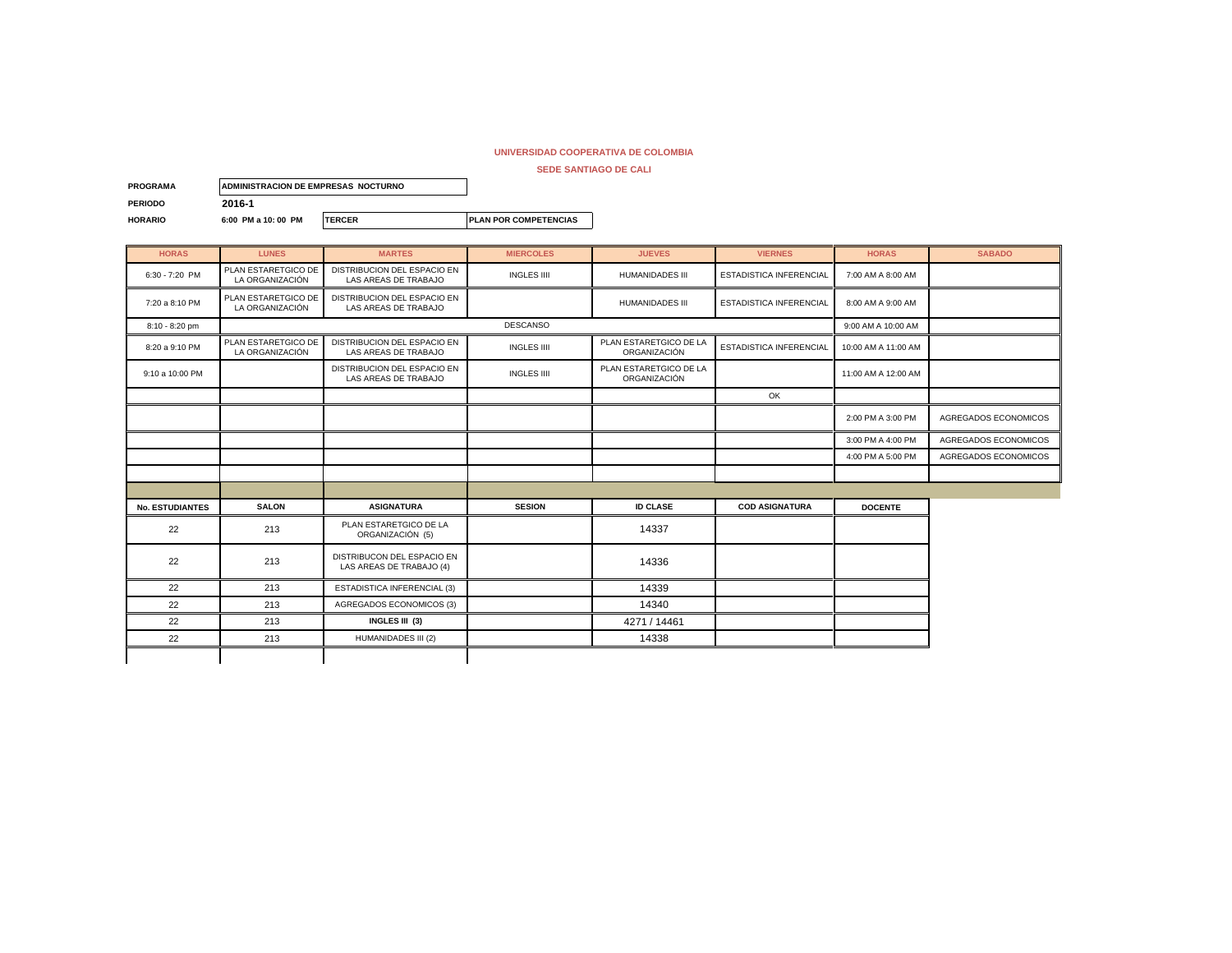**UNIVERSIDAD COOPERATIVA DE COLOMBIA**

**SEDE SANTIAGO DE CALI**

**PROGRAMA** ADMINISTRACION DE EMPRESAS NOCTURNO

**PERIODO** 2016-1

**HORARIO** 6:00 PM a 10: 00 PM | TERCER | PLAN POR COMPETENCIAS

| HORAS | LUNES | MARTES | MIERCOLES | JUEVES | VIERNES | HORAS | SABADO |
|---|---|---|---|---|---|---|---|
| 6:30 - 7:20 PM | PLAN ESTARETGICO DE LA ORGANIZACIÓN | DISTRIBUCION DEL ESPACIO EN LAS AREAS DE TRABAJO | INGLES IIII | HUMANIDADES III | ESTADISTICA INFERENCIAL | 7:00 AM A 8:00 AM | |
| 7:20 a 8:10 PM | PLAN ESTARETGICO DE LA ORGANIZACIÓN | DISTRIBUCION DEL ESPACIO EN LAS AREAS DE TRABAJO | | HUMANIDADES III | ESTADISTICA INFERENCIAL | 8:00 AM A 9:00 AM | |
| 8:10 - 8:20 pm | | | DESCANSO | | | 9:00 AM A 10:00 AM | |
| 8:20 a 9:10 PM | PLAN ESTARETGICO DE LA ORGANIZACIÓN | DISTRIBUCION DEL ESPACIO EN LAS AREAS DE TRABAJO | INGLES IIII | PLAN ESTARETGICO DE LA ORGANIZACIÓN | ESTADISTICA INFERENCIAL | 10:00 AM A 11:00 AM | |
| 9:10 a 10:00 PM | | DISTRIBUCION DEL ESPACIO EN LAS AREAS DE TRABAJO | INGLES IIII | PLAN ESTARETGICO DE LA ORGANIZACIÓN | | 11:00 AM A 12:00 AM | |
| | | | | | OK | | |
| | | | | | | 2:00 PM A 3:00 PM | AGREGADOS ECONOMICOS |
| | | | | | | 3:00 PM A 4:00 PM | AGREGADOS ECONOMICOS |
| | | | | | | 4:00 PM A 5:00 PM | AGREGADOS ECONOMICOS |

| No. ESTUDIANTES | SALON | ASIGNATURA | SESION | ID CLASE | COD ASIGNATURA | DOCENTE |
|---|---|---|---|---|---|---|
| 22 | 213 | PLAN ESTARETGICO DE LA ORGANIZACIÓN (5) | | 14337 | | |
| 22 | 213 | DISTRIBUCON DEL ESPACIO EN LAS AREAS DE TRABAJO (4) | | 14336 | | |
| 22 | 213 | ESTADISTICA INFERENCIAL (3) | | 14339 | | |
| 22 | 213 | AGREGADOS ECONOMICOS (3) | | 14340 | | |
| 22 | 213 | **INGLES III (3)** | | 4271 / 14461 | | |
| 22 | 213 | HUMANIDADES III (2) | | 14338 | | |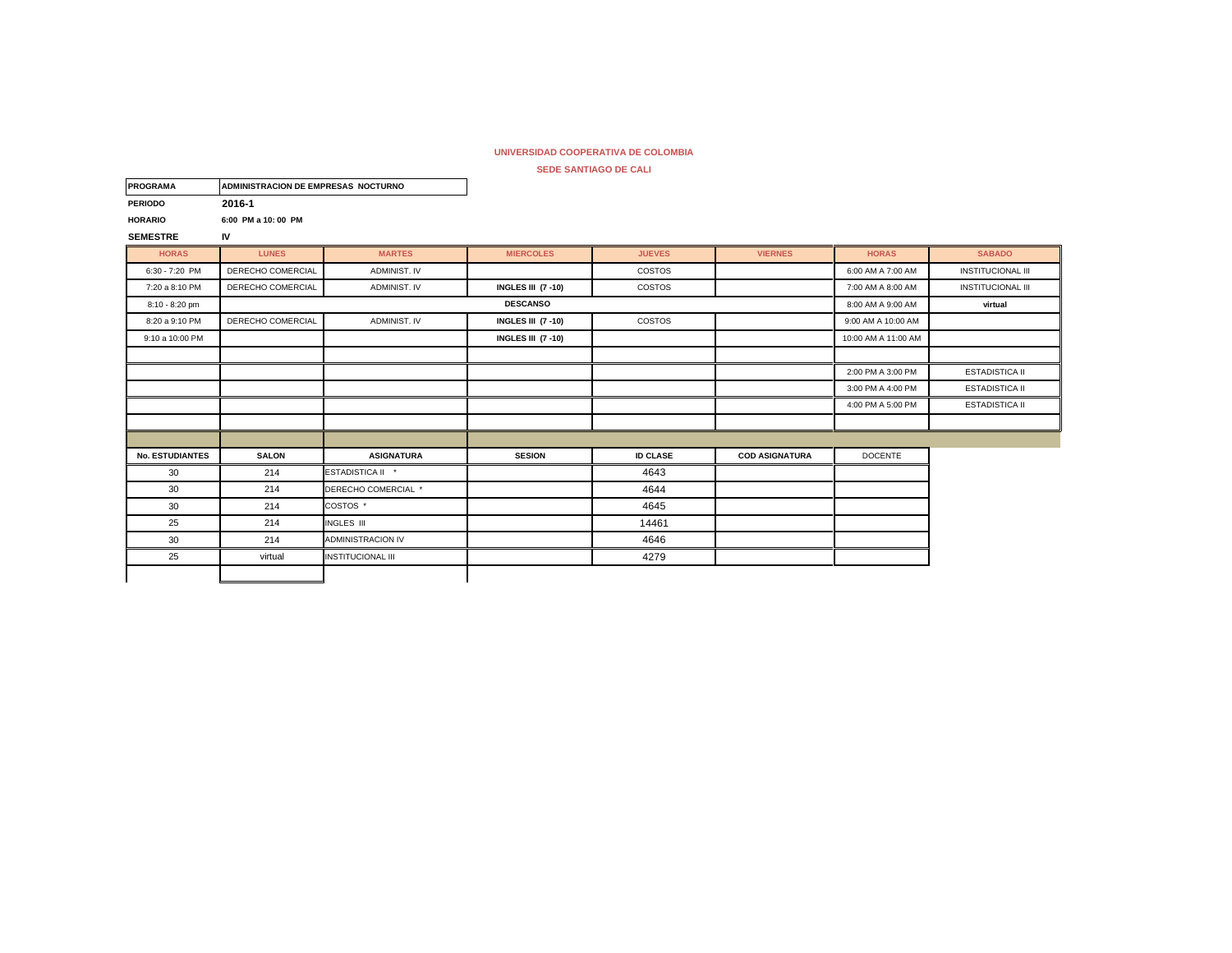**UNIVERSIDAD COOPERATIVA DE COLOMBIA**

**SEDE SANTIAGO DE CALI**

| | |
|---|---|
| **PROGRAMA** | **ADMINISTRACION DE EMPRESAS NOCTURNO** |
| **PERIODO** | **2016-1** |
| **HORARIO** | **6:00 PM a 10: 00 PM** |
| **SEMESTRE** | **IV** |

| HORAS | LUNES | MARTES | MIERCOLES | JUEVES | VIERNES | HORAS | SABADO |
|---|---|---|---|---|---|---|---|
| 6:30 - 7:20 PM | DERECHO COMERCIAL | ADMINIST. IV | | COSTOS | | 6:00 AM A 7:00 AM | INSTITUCIONAL III |
| 7:20 a 8:10 PM | DERECHO COMERCIAL | ADMINIST. IV | **INGLES III (7 -10)** | COSTOS | | 7:00 AM A 8:00 AM | INSTITUCIONAL III |
| 8:10 - 8:20 pm | | | **DESCANSO** | | | 8:00 AM A 9:00 AM | **virtual** |
| 8:20 a 9:10 PM | DERECHO COMERCIAL | ADMINIST. IV | **INGLES III (7 -10)** | COSTOS | | 9:00 AM A 10:00 AM | |
| 9:10 a 10:00 PM | | | **INGLES III (7 -10)** | | | 10:00 AM A 11:00 AM | |
| | | | | | | | |
| | | | | | | 2:00 PM A 3:00 PM | ESTADISTICA II |
| | | | | | | 3:00 PM A 4:00 PM | ESTADISTICA II |
| | | | | | | 4:00 PM A 5:00 PM | ESTADISTICA II |

| No. ESTUDIANTES | SALON | ASIGNATURA | SESION | ID CLASE | COD ASIGNATURA | DOCENTE |
|---|---|---|---|---|---|---|
| 30 | 214 | ESTADISTICA II * | | 4643 | | |
| 30 | 214 | DERECHO COMERCIAL * | | 4644 | | |
| 30 | 214 | COSTOS * | | 4645 | | |
| 25 | 214 | INGLES III | | 14461 | | |
| 30 | 214 | ADMINISTRACION IV | | 4646 | | |
| 25 | virtual | INSTITUCIONAL III | | 4279 | | |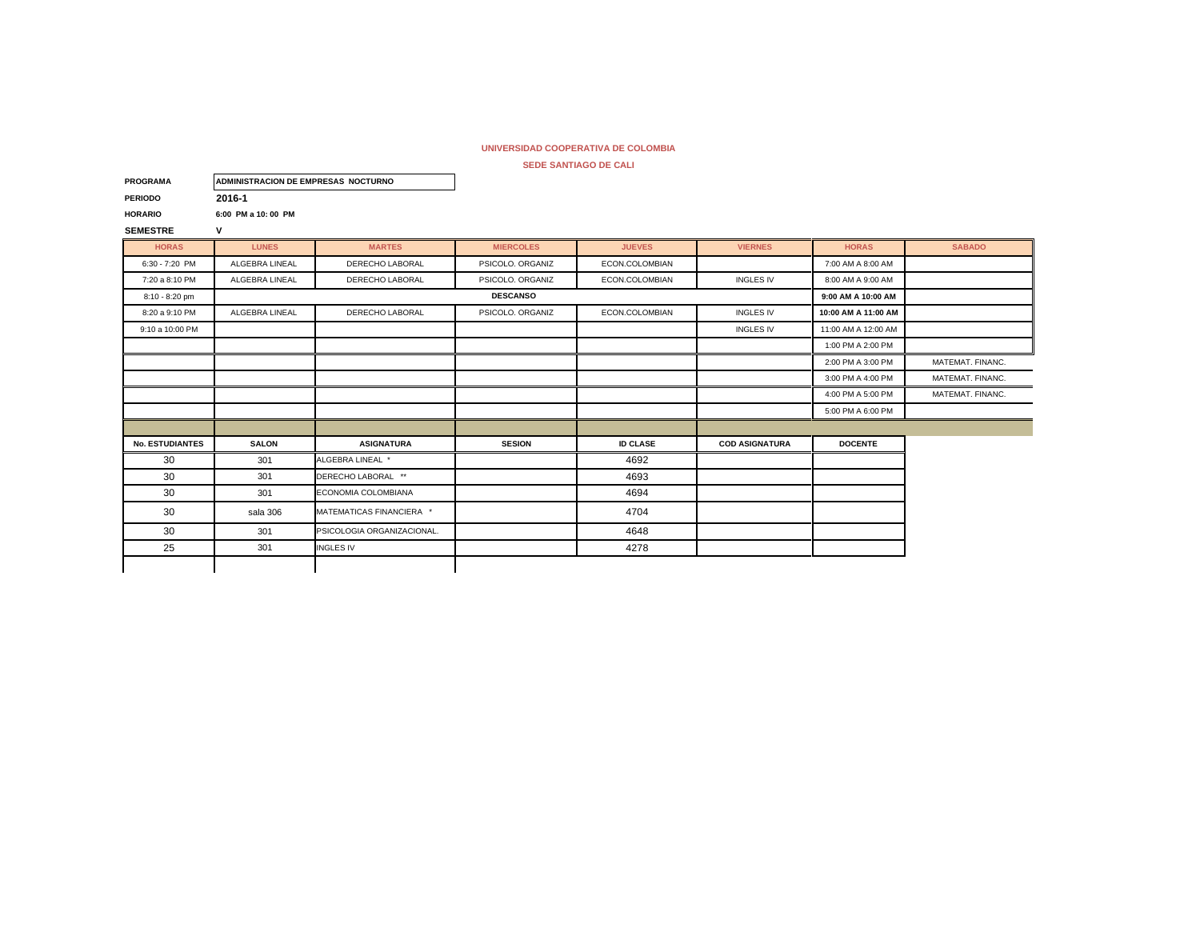**UNIVERSIDAD COOPERATIVA DE COLOMBIA**

**SEDE SANTIAGO DE CALI**

**PROGRAMA** ADMINISTRACION DE EMPRESAS NOCTURNO

**PERIODO** 2016-1

**HORARIO** 6:00 PM a 10: 00 PM

**SEMESTRE** V

| HORAS | LUNES | MARTES | MIERCOLES | JUEVES | VIERNES | HORAS | SABADO |
|---|---|---|---|---|---|---|---|
| 6:30 - 7:20 PM | ALGEBRA LINEAL | DERECHO LABORAL | PSICOLO. ORGANIZ | ECON.COLOMBIAN | | 7:00 AM A 8:00 AM | |
| 7:20 a 8:10 PM | ALGEBRA LINEAL | DERECHO LABORAL | PSICOLO. ORGANIZ | ECON.COLOMBIAN | INGLES IV | 8:00 AM A 9:00 AM | |
| 8:10 - 8:20 pm | | | DESCANSO | | | 9:00 AM A 10:00 AM | |
| 8:20 a 9:10 PM | ALGEBRA LINEAL | DERECHO LABORAL | PSICOLO. ORGANIZ | ECON.COLOMBIAN | INGLES IV | 10:00 AM A 11:00 AM | |
| 9:10 a 10:00 PM | | | | | INGLES IV | 11:00 AM A 12:00 AM | |
| | | | | | | 1:00 PM A 2:00 PM | |
| | | | | | | 2:00 PM A 3:00 PM | MATEMAT. FINANC. |
| | | | | | | 3:00 PM A 4:00 PM | MATEMAT. FINANC. |
| | | | | | | 4:00 PM A 5:00 PM | MATEMAT. FINANC. |
| | | | | | | 5:00 PM A 6:00 PM | |

| No. ESTUDIANTES | SALON | ASIGNATURA | SESION | ID CLASE | COD ASIGNATURA | DOCENTE |
|---|---|---|---|---|---|---|
| 30 | 301 | ALGEBRA LINEAL * | | 4692 | | |
| 30 | 301 | DERECHO LABORAL ** | | 4693 | | |
| 30 | 301 | ECONOMIA COLOMBIANA | | 4694 | | |
| 30 | sala 306 | MATEMATICAS FINANCIERA * | | 4704 | | |
| 30 | 301 | PSICOLOGIA ORGANIZACIONAL. | | 4648 | | |
| 25 | 301 | INGLES IV | | 4278 | | |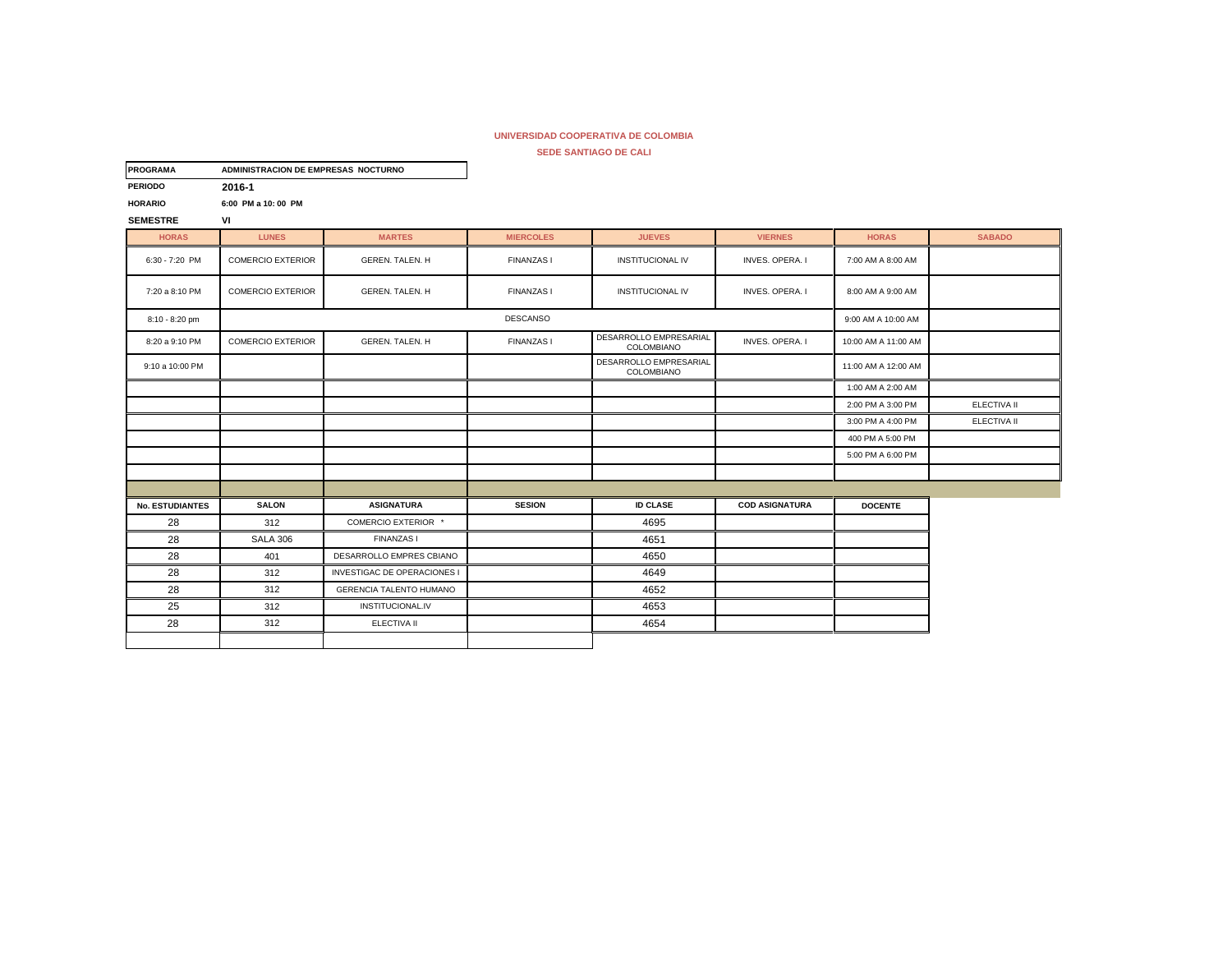**UNIVERSIDAD COOPERATIVA DE COLOMBIA**

**SEDE SANTIAGO DE CALI**

| | |
|---|---|
| **PROGRAMA** | **ADMINISTRACION DE EMPRESAS NOCTURNO** |
| **PERIODO** | **2016-1** |
| **HORARIO** | **6:00 PM a 10: 00 PM** |
| **SEMESTRE** | **VI** |

| HORAS | LUNES | MARTES | MIERCOLES | JUEVES | VIERNES | HORAS | SABADO |
|---|---|---|---|---|---|---|---|
| 6:30 - 7:20 PM | COMERCIO EXTERIOR | GEREN. TALEN. H | FINANZAS I | INSTITUCIONAL IV | INVES. OPERA. I | 7:00 AM A 8:00 AM | |
| 7:20 a 8:10 PM | COMERCIO EXTERIOR | GEREN. TALEN. H | FINANZAS I | INSTITUCIONAL IV | INVES. OPERA. I | 8:00 AM A 9:00 AM | |
| 8:10 - 8:20 pm | | | DESCANSO | | | 9:00 AM A 10:00 AM | |
| 8:20 a 9:10 PM | COMERCIO EXTERIOR | GEREN. TALEN. H | FINANZAS I | DESARROLLO EMPRESARIAL COLOMBIANO | INVES. OPERA. I | 10:00 AM A 11:00 AM | |
| 9:10 a 10:00 PM | | | | DESARROLLO EMPRESARIAL COLOMBIANO | | 11:00 AM A 12:00 AM | |
| | | | | | | 1:00 AM A 2:00 AM | |
| | | | | | | 2:00 PM A 3:00 PM | ELECTIVA II |
| | | | | | | 3:00 PM A 4:00 PM | ELECTIVA II |
| | | | | | | 400 PM A 5:00 PM | |
| | | | | | | 5:00 PM A 6:00 PM | |

| No. ESTUDIANTES | SALON | ASIGNATURA | SESION | ID CLASE | COD ASIGNATURA | DOCENTE |
|---|---|---|---|---|---|---|
| 28 | 312 | COMERCIO EXTERIOR * | | 4695 | | |
| 28 | SALA 306 | FINANZAS I | | 4651 | | |
| 28 | 401 | DESARROLLO EMPRES CBIANO | | 4650 | | |
| 28 | 312 | INVESTIGAC DE OPERACIONES I | | 4649 | | |
| 28 | 312 | GERENCIA TALENTO HUMANO | | 4652 | | |
| 25 | 312 | INSTITUCIONAL.IV | | 4653 | | |
| 28 | 312 | ELECTIVA II | | 4654 | | |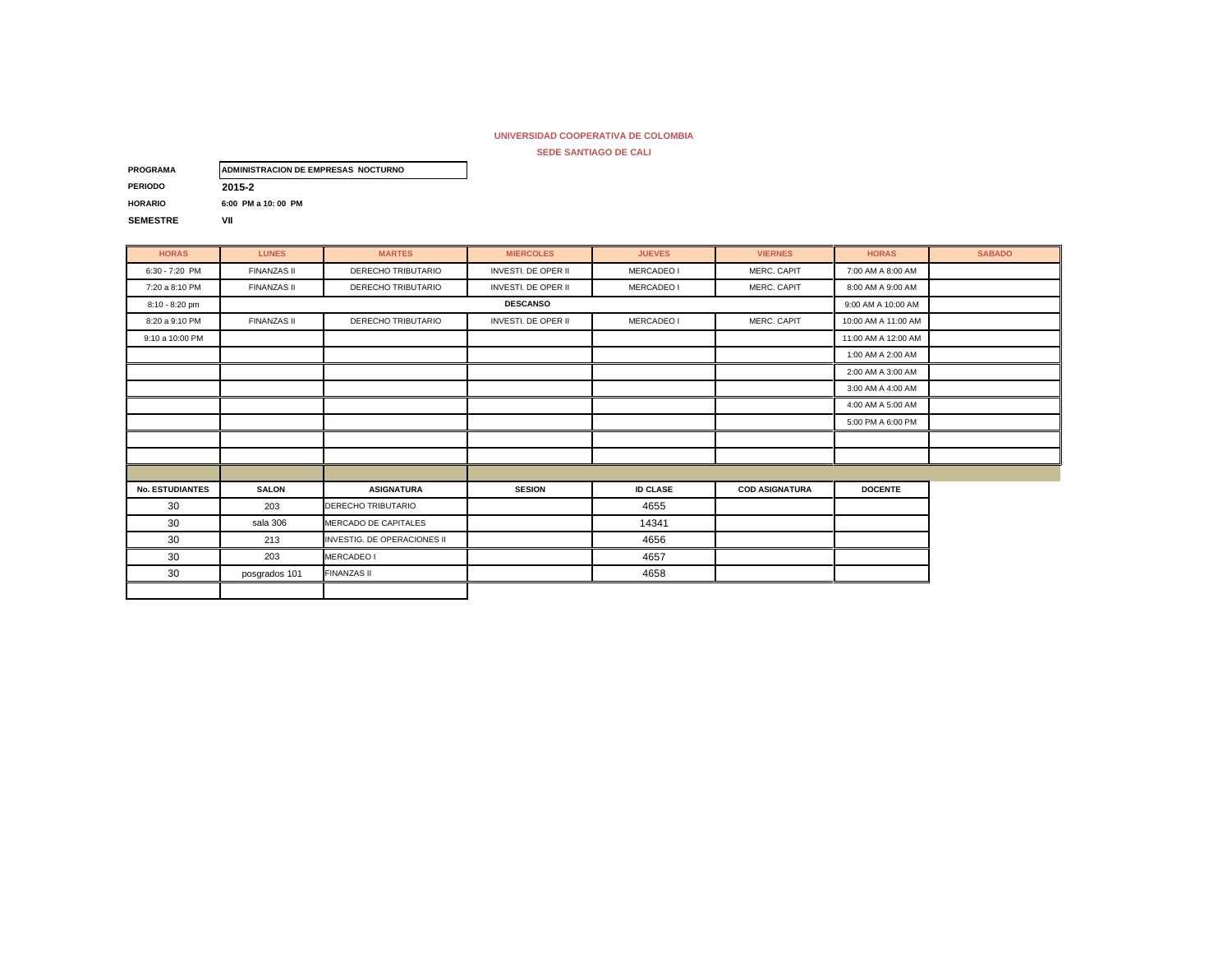**UNIVERSIDAD COOPERATIVA DE COLOMBIA**

**SEDE SANTIAGO DE CALI**

**PROGRAMA** ADMINISTRACION DE EMPRESAS NOCTURNO

**PERIODO** 2015-2

**HORARIO** 6:00 PM a 10: 00 PM

**SEMESTRE** VII

| HORAS | LUNES | MARTES | MIERCOLES | JUEVES | VIERNES | HORAS | SABADO |
|---|---|---|---|---|---|---|---|
| 6:30 - 7:20 PM | FINANZAS II | DERECHO TRIBUTARIO | INVESTI. DE OPER II | MERCADEO I | MERC. CAPIT | 7:00 AM A 8:00 AM | |
| 7:20 a 8:10 PM | FINANZAS II | DERECHO TRIBUTARIO | INVESTI. DE OPER II | MERCADEO I | MERC. CAPIT | 8:00 AM A 9:00 AM | |
| 8:10 - 8:20 pm | | | DESCANSO | | | 9:00 AM A 10:00 AM | |
| 8:20 a 9:10 PM | FINANZAS II | DERECHO TRIBUTARIO | INVESTI. DE OPER II | MERCADEO I | MERC. CAPIT | 10:00 AM A 11:00 AM | |
| 9:10 a 10:00 PM | | | | | | 11:00 AM A 12:00 AM | |
| | | | | | | 1:00 AM A 2:00 AM | |
| | | | | | | 2:00 AM A 3:00 AM | |
| | | | | | | 3:00 AM A 4:00 AM | |
| | | | | | | 4:00 AM A 5:00 AM | |
| | | | | | | 5:00 PM A 6:00 PM | |

| No. ESTUDIANTES | SALON | ASIGNATURA | SESION | ID CLASE | COD ASIGNATURA | DOCENTE |
|---|---|---|---|---|---|---|
| 30 | 203 | DERECHO TRIBUTARIO | | 4655 | | |
| 30 | sala 306 | MERCADO DE CAPITALES | | 14341 | | |
| 30 | 213 | INVESTIG. DE OPERACIONES II | | 4656 | | |
| 30 | 203 | MERCADEO I | | 4657 | | |
| 30 | posgrados 101 | FINANZAS II | | 4658 | | |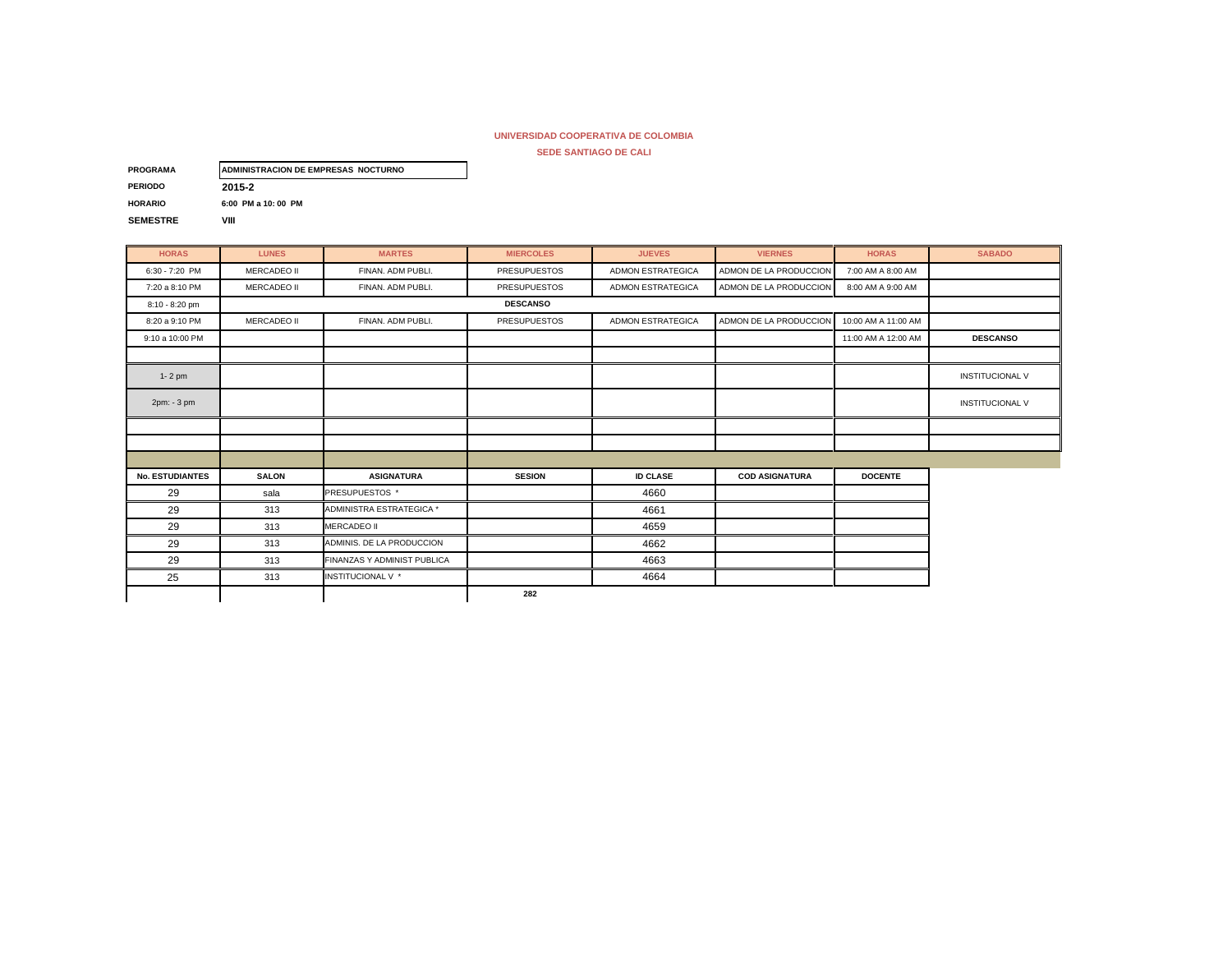**UNIVERSIDAD COOPERATIVA DE COLOMBIA**

**SEDE SANTIAGO DE CALI**

**PROGRAMA** ADMINISTRACION DE EMPRESAS NOCTURNO

**PERIODO** 2015-2

**HORARIO** 6:00 PM a 10: 00 PM

**SEMESTRE** VIII

| HORAS | LUNES | MARTES | MIERCOLES | JUEVES | VIERNES | HORAS | SABADO |
|---|---|---|---|---|---|---|---|
| 6:30 - 7:20 PM | MERCADEO II | FINAN. ADM PUBLI. | PRESUPUESTOS | ADMON ESTRATEGICA | ADMON DE LA PRODUCCION | 7:00 AM A 8:00 AM | |
| 7:20 a 8:10 PM | MERCADEO II | FINAN. ADM PUBLI. | PRESUPUESTOS | ADMON ESTRATEGICA | ADMON DE LA PRODUCCION | 8:00 AM A 9:00 AM | |
| 8:10 - 8:20 pm | | | DESCANSO | | | | |
| 8:20 a 9:10 PM | MERCADEO II | FINAN. ADM PUBLI. | PRESUPUESTOS | ADMON ESTRATEGICA | ADMON DE LA PRODUCCION | 10:00 AM A 11:00 AM | |
| 9:10 a 10:00 PM | | | | | | 11:00 AM A 12:00 AM | DESCANSO |
| | | | | | | | |
| 1- 2 pm | | | | | | | INSTITUCIONAL V |
| 2pm: - 3 pm | | | | | | | INSTITUCIONAL V |
| | | | | | | | |
| | | | | | | | |

| No. ESTUDIANTES | SALON | ASIGNATURA | SESION | ID CLASE | COD ASIGNATURA | DOCENTE |
|---|---|---|---|---|---|---|
| 29 | sala | PRESUPUESTOS * | | 4660 | | |
| 29 | 313 | ADMINISTRA ESTRATEGICA * | | 4661 | | |
| 29 | 313 | MERCADEO II | | 4659 | | |
| 29 | 313 | ADMINIS. DE LA PRODUCCION | | 4662 | | |
| 29 | 313 | FINANZAS Y ADMINIST PUBLICA | | 4663 | | |
| 25 | 313 | INSTITUCIONAL V * | | 4664 | | |
| | | | 282 | | | |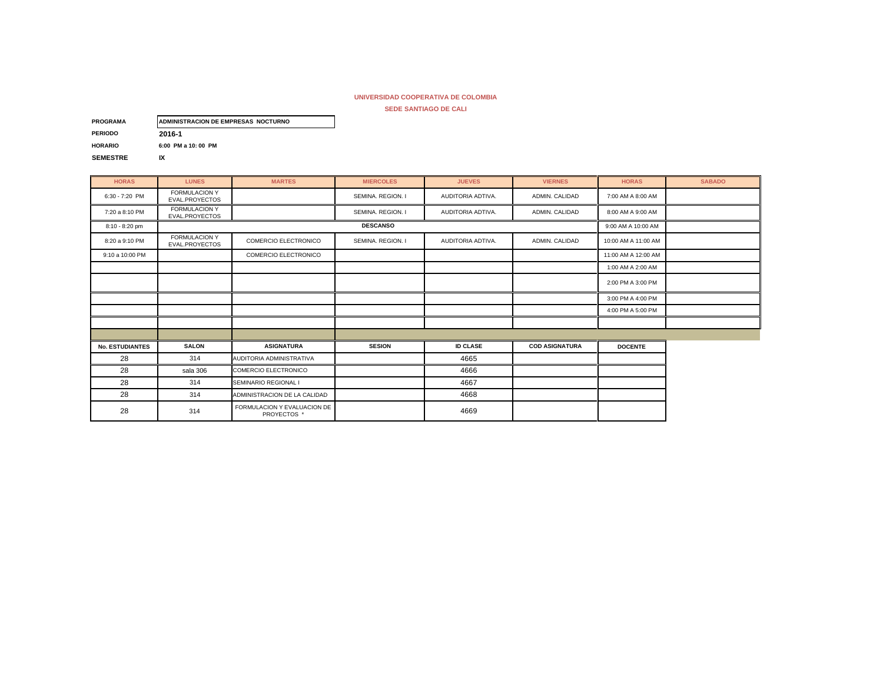**UNIVERSIDAD COOPERATIVA DE COLOMBIA**

**SEDE SANTIAGO DE CALI**

**PROGRAMA** ADMINISTRACION DE EMPRESAS NOCTURNO

**PERIODO** 2016-1

**HORARIO** 6:00 PM a 10: 00 PM

**SEMESTRE** IX

| HORAS | LUNES | MARTES | MIERCOLES | JUEVES | VIERNES | HORAS | SABADO |
|---|---|---|---|---|---|---|---|
| 6:30 - 7:20 PM | FORMULACION Y EVAL.PROYECTOS | | SEMINA. REGION. I | AUDITORIA ADTIVA. | ADMIN. CALIDAD | 7:00 AM A 8:00 AM | |
| 7:20 a 8:10 PM | FORMULACION Y EVAL.PROYECTOS | | SEMINA. REGION. I | AUDITORIA ADTIVA. | ADMIN. CALIDAD | 8:00 AM A 9:00 AM | |
| 8:10 - 8:20 pm | DESCANSO | | | | | 9:00 AM A 10:00 AM | |
| 8:20 a 9:10 PM | FORMULACION Y EVAL.PROYECTOS | COMERCIO ELECTRONICO | SEMINA. REGION. I | AUDITORIA ADTIVA. | ADMIN. CALIDAD | 10:00 AM A 11:00 AM | |
| 9:10 a 10:00 PM | | COMERCIO ELECTRONICO | | | | 11:00 AM A 12:00 AM | |
| | | | | | | 1:00 AM A 2:00 AM | |
| | | | | | | 2:00 PM A 3:00 PM | |
| | | | | | | 3:00 PM A 4:00 PM | |
| | | | | | | 4:00 PM A 5:00 PM | |

| No. ESTUDIANTES | SALON | ASIGNATURA | SESION | ID CLASE | COD ASIGNATURA | DOCENTE |
|---|---|---|---|---|---|---|
| 28 | 314 | AUDITORIA ADMINISTRATIVA | | 4665 | | |
| 28 | sala 306 | COMERCIO ELECTRONICO | | 4666 | | |
| 28 | 314 | SEMINARIO REGIONAL I | | 4667 | | |
| 28 | 314 | ADMINISTRACION DE LA CALIDAD | | 4668 | | |
| 28 | 314 | FORMULACION Y EVALUACION DE PROYECTOS * | | 4669 | | |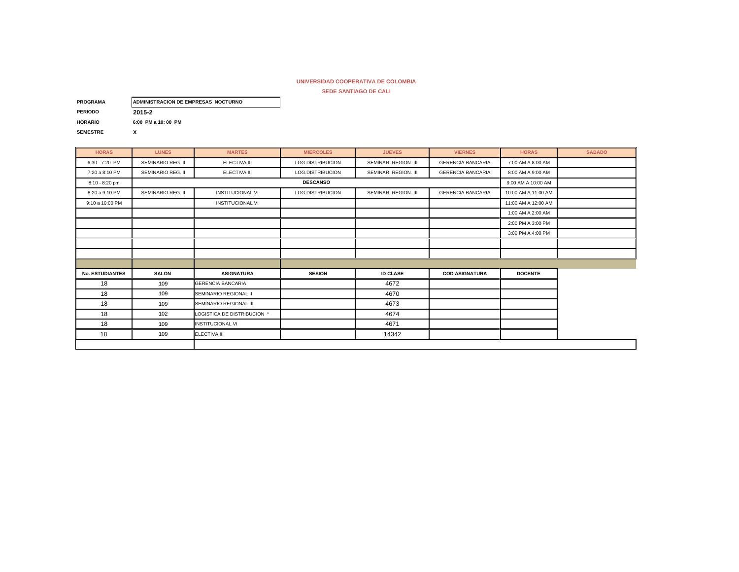**UNIVERSIDAD COOPERATIVA DE COLOMBIA**

**SEDE SANTIAGO DE CALI**

**PROGRAMA** ADMINISTRACION DE EMPRESAS NOCTURNO

**PERIODO** 2015-2

**HORARIO** 6:00 PM a 10: 00 PM

**SEMESTRE** X

| HORAS | LUNES | MARTES | MIERCOLES | JUEVES | VIERNES | HORAS | SABADO |
|---|---|---|---|---|---|---|---|
| 6:30 - 7:20 PM | SEMINARIO REG. II | ELECTIVA III | LOG.DISTRIBUCION | SEMINAR. REGION. III | GERENCIA BANCARIA | 7:00 AM A 8:00 AM | |
| 7:20 a 8:10 PM | SEMINARIO REG. II | ELECTIVA III | LOG.DISTRIBUCION | SEMINAR. REGION. III | GERENCIA BANCARIA | 8:00 AM A 9:00 AM | |
| 8:10 - 8:20 pm | | | DESCANSO | | | 9:00 AM A 10:00 AM | |
| 8:20 a 9:10 PM | SEMINARIO REG. II | INSTITUCIONAL VI | LOG.DISTRIBUCION | SEMINAR. REGION. III | GERENCIA BANCARIA | 10:00 AM A 11:00 AM | |
| 9:10 a 10:00 PM | | INSTITUCIONAL VI | | | | 11:00 AM A 12:00 AM | |
| | | | | | | 1:00 AM A 2:00 AM | |
| | | | | | | 2:00 PM A 3:00 PM | |
| | | | | | | 3:00 PM A 4:00 PM | |

| No. ESTUDIANTES | SALON | ASIGNATURA | SESION | ID CLASE | COD ASIGNATURA | DOCENTE |
|---|---|---|---|---|---|---|
| 18 | 109 | GERENCIA BANCARIA | | 4672 | | |
| 18 | 109 | SEMINARIO REGIONAL II | | 4670 | | |
| 18 | 109 | SEMINARIO REGIONAL III | | 4673 | | |
| 18 | 102 | LOGISTICA DE DISTRIBUCION * | | 4674 | | |
| 18 | 109 | INSTITUCIONAL VI | | 4671 | | |
| 18 | 109 | ELECTIVA III | | 14342 | | |